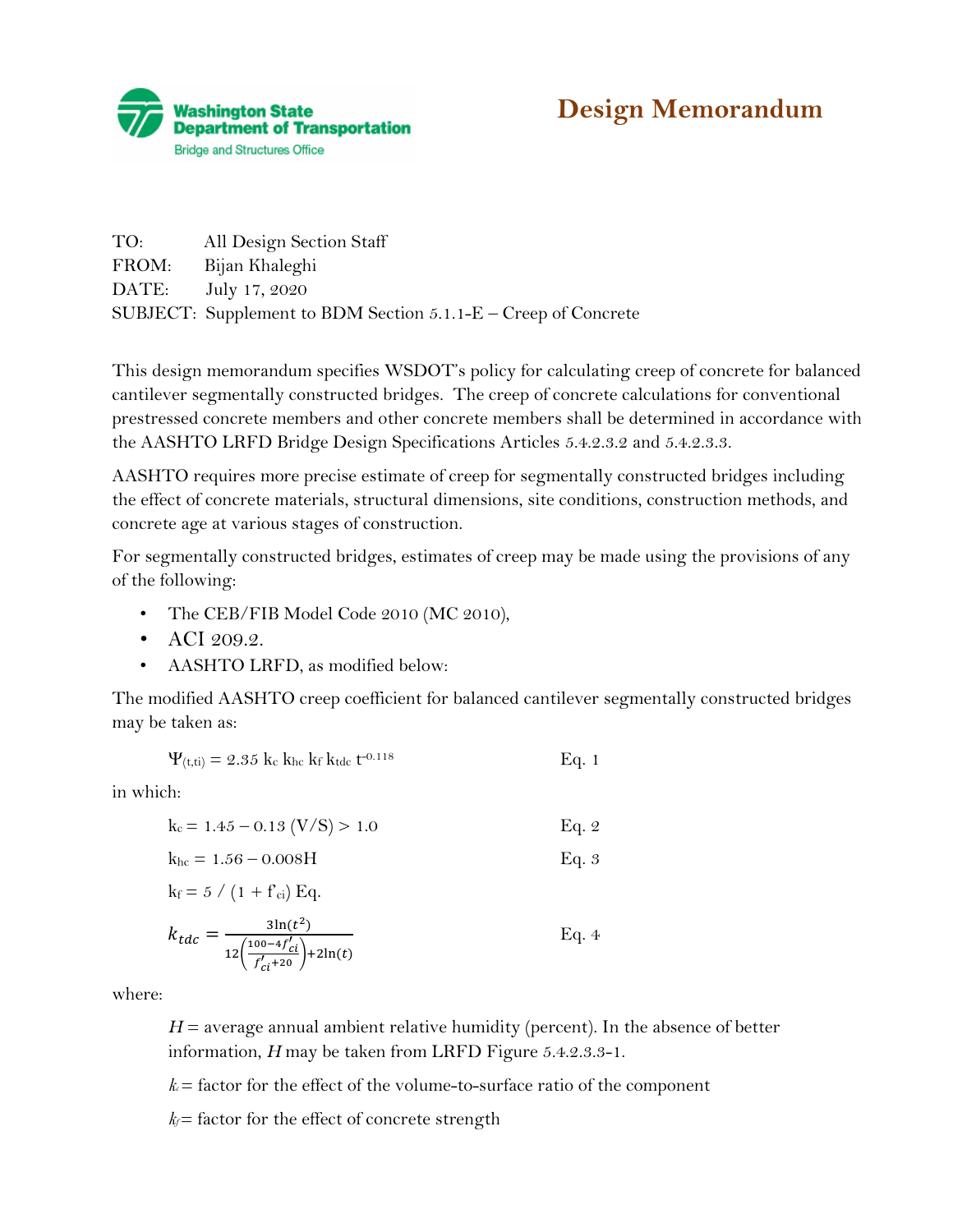**Washington State Department of Transportation**
Bridge and Structures Office

# Design Memorandum

TO: All Design Section Staff
FROM: Bijan Khaleghi
DATE: July 17, 2020
SUBJECT: Supplement to BDM Section 5.1.1-E – Creep of Concrete

This design memorandum specifies WSDOT's policy for calculating creep of concrete for balanced cantilever segmentally constructed bridges. The creep of concrete calculations for conventional prestressed concrete members and other concrete members shall be determined in accordance with the AASHTO LRFD Bridge Design Specifications Articles 5.4.2.3.2 and 5.4.2.3.3.

AASHTO requires more precise estimate of creep for segmentally constructed bridges including the effect of concrete materials, structural dimensions, site conditions, construction methods, and concrete age at various stages of construction.

For segmentally constructed bridges, estimates of creep may be made using the provisions of any of the following:

- The CEB/FIB Model Code 2010 (MC 2010),
- ACI 209.2.
- AASHTO LRFD, as modified below:

The modified AASHTO creep coefficient for balanced cantilever segmentally constructed bridges may be taken as:

$$\Psi_{(t,ti)} = 2.35\, k_c\, k_{hc}\, k_f\, k_{tdc}\, t^{-0.118} \qquad \text{Eq. 1}$$

in which:

$$k_c = 1.45 - 0.13\,(V/S) > 1.0 \qquad \text{Eq. 2}$$

$$k_{hc} = 1.56 - 0.008H \qquad \text{Eq. 3}$$

$$k_f = 5 \,/\, (1 + f'_{ci}) \text{ Eq.}$$

$$k_{tdc} = \frac{3\ln(t^2)}{12\left(\frac{100-4f'_{ci}}{f'_{ci}+20}\right)+2\ln(t)} \qquad \text{Eq. 4}$$

where:

$H$ = average annual ambient relative humidity (percent). In the absence of better information, $H$ may be taken from LRFD Figure 5.4.2.3.3-1.

$k_c$ = factor for the effect of the volume-to-surface ratio of the component

$k_f$ = factor for the effect of concrete strength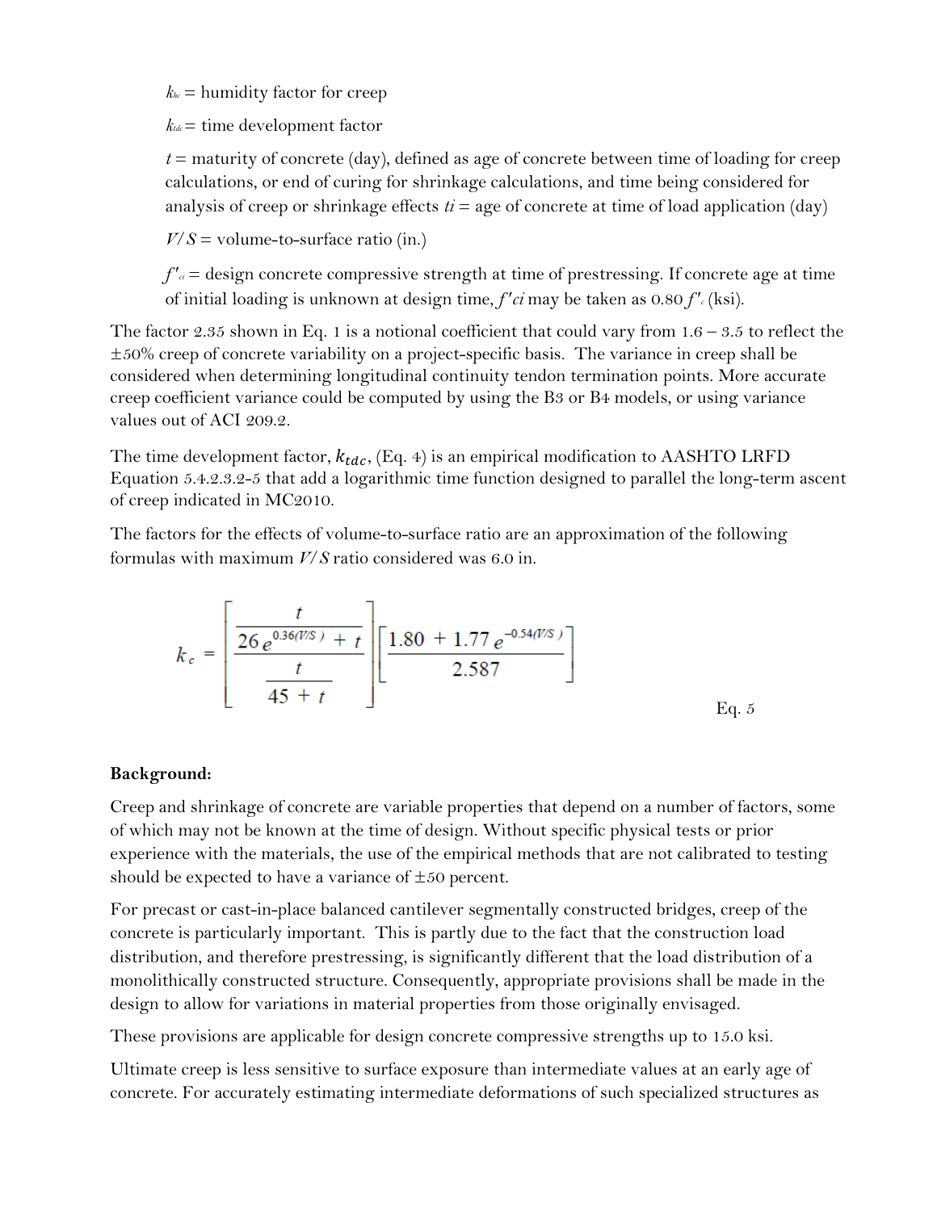$k_{hc}$ = humidity factor for creep

$k_{tdc}$ = time development factor

$t$ = maturity of concrete (day), defined as age of concrete between time of loading for creep calculations, or end of curing for shrinkage calculations, and time being considered for analysis of creep or shrinkage effects $t_i$ = age of concrete at time of load application (day)

$V/S$ = volume-to-surface ratio (in.)

$f'_{ci}$ = design concrete compressive strength at time of prestressing. If concrete age at time of initial loading is unknown at design time, $f'ci$ may be taken as 0.80 $f'_c$ (ksi).

The factor 2.35 shown in Eq. 1 is a notional coefficient that could vary from 1.6 – 3.5 to reflect the ±50% creep of concrete variability on a project-specific basis. The variance in creep shall be considered when determining longitudinal continuity tendon termination points. More accurate creep coefficient variance could be computed by using the B3 or B4 models, or using variance values out of ACI 209.2.

The time development factor, $k_{tdc}$, (Eq. 4) is an empirical modification to AASHTO LRFD Equation 5.4.2.3.2-5 that add a logarithmic time function designed to parallel the long-term ascent of creep indicated in MC2010.

The factors for the effects of volume-to-surface ratio are an approximation of the following formulas with maximum $V/S$ ratio considered was 6.0 in.

$$k_c = \left[ \frac{\dfrac{t}{26\, e^{0.36(V/S)} + t}}{\dfrac{t}{45 + t}} \right] \left[ \frac{1.80 + 1.77\, e^{-0.54(V/S)}}{2.587} \right] \qquad \text{Eq. 5}$$

**Background:**

Creep and shrinkage of concrete are variable properties that depend on a number of factors, some of which may not be known at the time of design. Without specific physical tests or prior experience with the materials, the use of the empirical methods that are not calibrated to testing should be expected to have a variance of ±50 percent.

For precast or cast-in-place balanced cantilever segmentally constructed bridges, creep of the concrete is particularly important. This is partly due to the fact that the construction load distribution, and therefore prestressing, is significantly different that the load distribution of a monolithically constructed structure. Consequently, appropriate provisions shall be made in the design to allow for variations in material properties from those originally envisaged.

These provisions are applicable for design concrete compressive strengths up to 15.0 ksi.

Ultimate creep is less sensitive to surface exposure than intermediate values at an early age of concrete. For accurately estimating intermediate deformations of such specialized structures as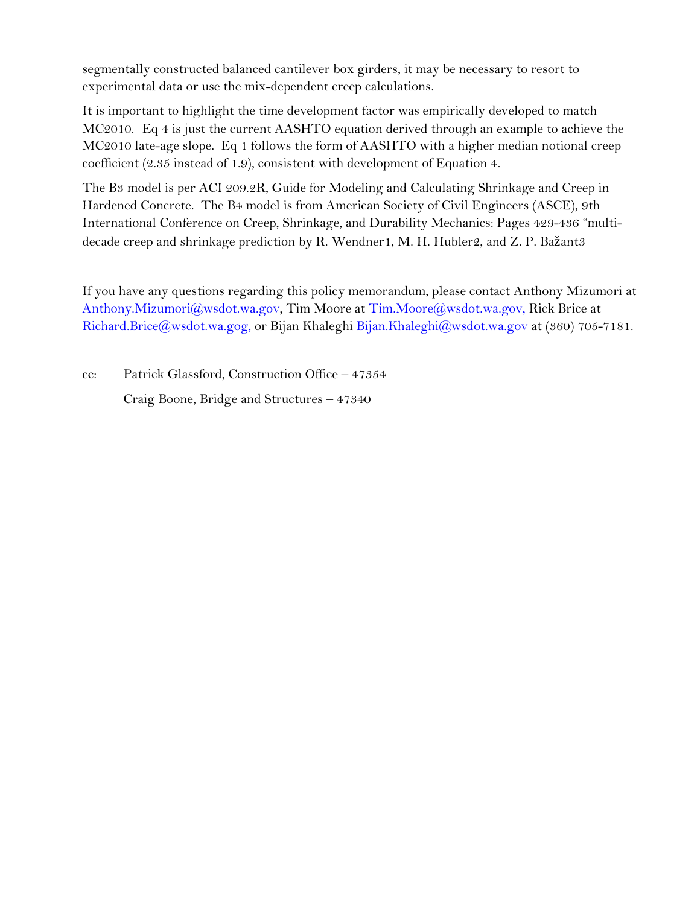segmentally constructed balanced cantilever box girders, it may be necessary to resort to experimental data or use the mix-dependent creep calculations.

It is important to highlight the time development factor was empirically developed to match MC2010. Eq 4 is just the current AASHTO equation derived through an example to achieve the MC2010 late-age slope. Eq 1 follows the form of AASHTO with a higher median notional creep coefficient (2.35 instead of 1.9), consistent with development of Equation 4.

The B3 model is per ACI 209.2R, Guide for Modeling and Calculating Shrinkage and Creep in Hardened Concrete. The B4 model is from American Society of Civil Engineers (ASCE), 9th International Conference on Creep, Shrinkage, and Durability Mechanics: Pages 429-436 "multi-decade creep and shrinkage prediction by R. Wendner1, M. H. Hubler2, and Z. P. Bažant3

If you have any questions regarding this policy memorandum, please contact Anthony Mizumori at Anthony.Mizumori@wsdot.wa.gov, Tim Moore at Tim.Moore@wsdot.wa.gov, Rick Brice at Richard.Brice@wsdot.wa.gog, or Bijan Khaleghi Bijan.Khaleghi@wsdot.wa.gov at (360) 705-7181.

cc: Patrick Glassford, Construction Office – 47354

Craig Boone, Bridge and Structures – 47340